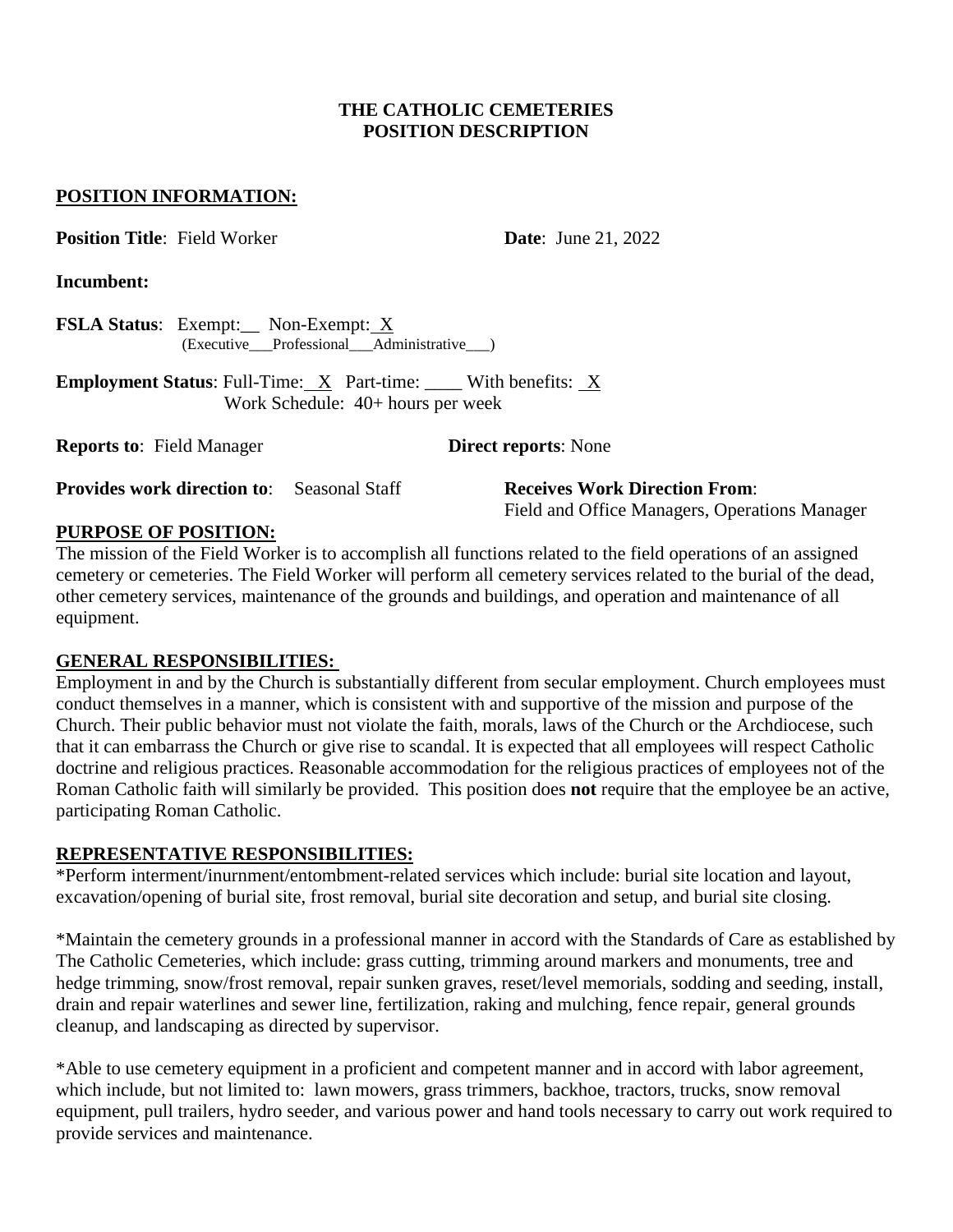**THE CATHOLIC CEMETERIES**
**POSITION DESCRIPTION**

## POSITION INFORMATION:

**Position Title**: Field Worker **Date**: June 21, 2022

**Incumbent:**

**FSLA Status**: Exempt:__ Non-Exempt: X
(Executive___Professional___Administrative___)

**Employment Status**: Full-Time: X Part-time: ____ With benefits: X
Work Schedule: 40+ hours per week

**Reports to**: Field Manager **Direct reports**: None

**Provides work direction to**: Seasonal Staff **Receives Work Direction From**: Field and Office Managers, Operations Manager

## PURPOSE OF POSITION:

The mission of the Field Worker is to accomplish all functions related to the field operations of an assigned cemetery or cemeteries. The Field Worker will perform all cemetery services related to the burial of the dead, other cemetery services, maintenance of the grounds and buildings, and operation and maintenance of all equipment.

## GENERAL RESPONSIBILITIES:

Employment in and by the Church is substantially different from secular employment. Church employees must conduct themselves in a manner, which is consistent with and supportive of the mission and purpose of the Church. Their public behavior must not violate the faith, morals, laws of the Church or the Archdiocese, such that it can embarrass the Church or give rise to scandal. It is expected that all employees will respect Catholic doctrine and religious practices. Reasonable accommodation for the religious practices of employees not of the Roman Catholic faith will similarly be provided. This position does **not** require that the employee be an active, participating Roman Catholic.

## REPRESENTATIVE RESPONSIBILITIES:

*Perform interment/inurnment/entombment-related services which include: burial site location and layout, excavation/opening of burial site, frost removal, burial site decoration and setup, and burial site closing.

*Maintain the cemetery grounds in a professional manner in accord with the Standards of Care as established by The Catholic Cemeteries, which include: grass cutting, trimming around markers and monuments, tree and hedge trimming, snow/frost removal, repair sunken graves, reset/level memorials, sodding and seeding, install, drain and repair waterlines and sewer line, fertilization, raking and mulching, fence repair, general grounds cleanup, and landscaping as directed by supervisor.

*Able to use cemetery equipment in a proficient and competent manner and in accord with labor agreement, which include, but not limited to: lawn mowers, grass trimmers, backhoe, tractors, trucks, snow removal equipment, pull trailers, hydro seeder, and various power and hand tools necessary to carry out work required to provide services and maintenance.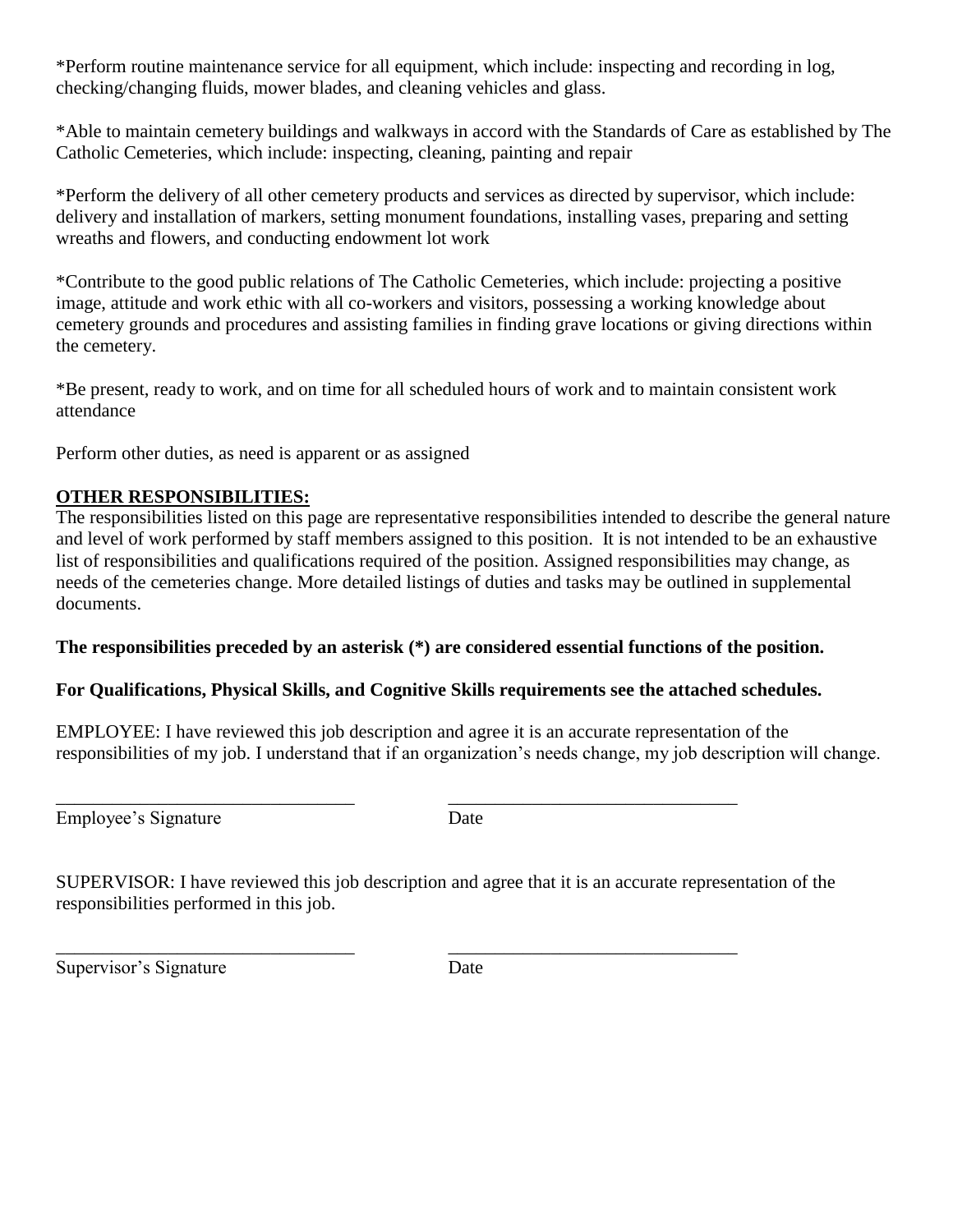*Perform routine maintenance service for all equipment, which include: inspecting and recording in log, checking/changing fluids, mower blades, and cleaning vehicles and glass.

*Able to maintain cemetery buildings and walkways in accord with the Standards of Care as established by The Catholic Cemeteries, which include: inspecting, cleaning, painting and repair

*Perform the delivery of all other cemetery products and services as directed by supervisor, which include: delivery and installation of markers, setting monument foundations, installing vases, preparing and setting wreaths and flowers, and conducting endowment lot work

*Contribute to the good public relations of The Catholic Cemeteries, which include: projecting a positive image, attitude and work ethic with all co-workers and visitors, possessing a working knowledge about cemetery grounds and procedures and assisting families in finding grave locations or giving directions within the cemetery.

*Be present, ready to work, and on time for all scheduled hours of work and to maintain consistent work attendance

Perform other duties, as need is apparent or as assigned

**OTHER RESPONSIBILITIES:**

The responsibilities listed on this page are representative responsibilities intended to describe the general nature and level of work performed by staff members assigned to this position. It is not intended to be an exhaustive list of responsibilities and qualifications required of the position. Assigned responsibilities may change, as needs of the cemeteries change. More detailed listings of duties and tasks may be outlined in supplemental documents.

**The responsibilities preceded by an asterisk (*) are considered essential functions of the position.**

**For Qualifications, Physical Skills, and Cognitive Skills requirements see the attached schedules.**

EMPLOYEE: I have reviewed this job description and agree it is an accurate representation of the responsibilities of my job. I understand that if an organization's needs change, my job description will change.

_________________________________ _______________________________

Employee's Signature Date

SUPERVISOR: I have reviewed this job description and agree that it is an accurate representation of the responsibilities performed in this job.

_________________________________ _______________________________

Supervisor's Signature Date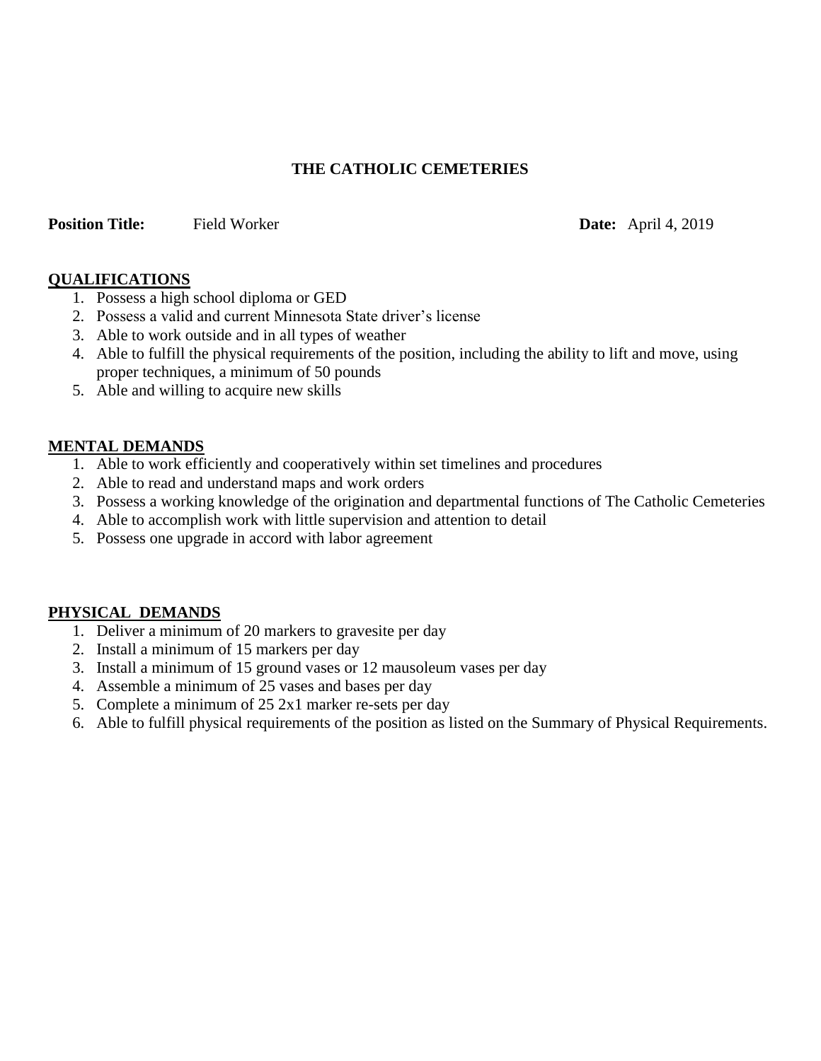# THE CATHOLIC CEMETERIES

**Position Title:** Field Worker **Date:** April 4, 2019

## QUALIFICATIONS

1. Possess a high school diploma or GED
2. Possess a valid and current Minnesota State driver's license
3. Able to work outside and in all types of weather
4. Able to fulfill the physical requirements of the position, including the ability to lift and move, using proper techniques, a minimum of 50 pounds
5. Able and willing to acquire new skills

## MENTAL DEMANDS

1. Able to work efficiently and cooperatively within set timelines and procedures
2. Able to read and understand maps and work orders
3. Possess a working knowledge of the origination and departmental functions of The Catholic Cemeteries
4. Able to accomplish work with little supervision and attention to detail
5. Possess one upgrade in accord with labor agreement

## PHYSICAL DEMANDS

1. Deliver a minimum of 20 markers to gravesite per day
2. Install a minimum of 15 markers per day
3. Install a minimum of 15 ground vases or 12 mausoleum vases per day
4. Assemble a minimum of 25 vases and bases per day
5. Complete a minimum of 25 2x1 marker re-sets per day
6. Able to fulfill physical requirements of the position as listed on the Summary of Physical Requirements.